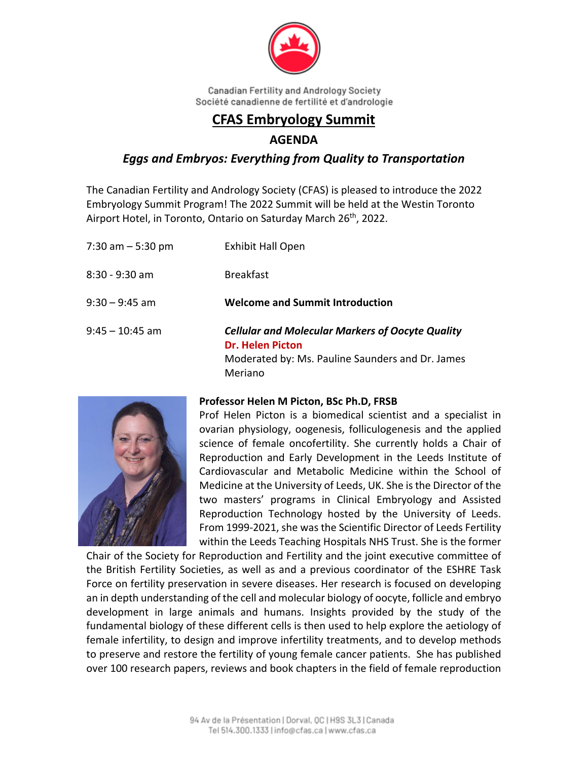Canadian Fertility and Andrology Society
Société canadienne de fertilité et d'andrologie

# CFAS Embryology Summit

## AGENDA

### *Eggs and Embryos: Everything from Quality to Transportation*

The Canadian Fertility and Andrology Society (CFAS) is pleased to introduce the 2022 Embryology Summit Program! The 2022 Summit will be held at the Westin Toronto Airport Hotel, in Toronto, Ontario on Saturday March 26th, 2022.

| | |
|---|---|
| 7:30 am – 5:30 pm | Exhibit Hall Open |
| 8:30 - 9:30 am | Breakfast |
| 9:30 – 9:45 am | **Welcome and Summit Introduction** |
| 9:45 – 10:45 am | ***Cellular and Molecular Markers of Oocyte Quality*** <br> **Dr. Helen Picton** <br> Moderated by: Ms. Pauline Saunders and Dr. James Meriano |

**Professor Helen M Picton, BSc Ph.D, FRSB**

Prof Helen Picton is a biomedical scientist and a specialist in ovarian physiology, oogenesis, folliculogenesis and the applied science of female oncofertility. She currently holds a Chair of Reproduction and Early Development in the Leeds Institute of Cardiovascular and Metabolic Medicine within the School of Medicine at the University of Leeds, UK. She is the Director of the two masters' programs in Clinical Embryology and Assisted Reproduction Technology hosted by the University of Leeds. From 1999-2021, she was the Scientific Director of Leeds Fertility within the Leeds Teaching Hospitals NHS Trust. She is the former Chair of the Society for Reproduction and Fertility and the joint executive committee of the British Fertility Societies, as well as and a previous coordinator of the ESHRE Task Force on fertility preservation in severe diseases. Her research is focused on developing an in depth understanding of the cell and molecular biology of oocyte, follicle and embryo development in large animals and humans. Insights provided by the study of the fundamental biology of these different cells is then used to help explore the aetiology of female infertility, to design and improve infertility treatments, and to develop methods to preserve and restore the fertility of young female cancer patients. She has published over 100 research papers, reviews and book chapters in the field of female reproduction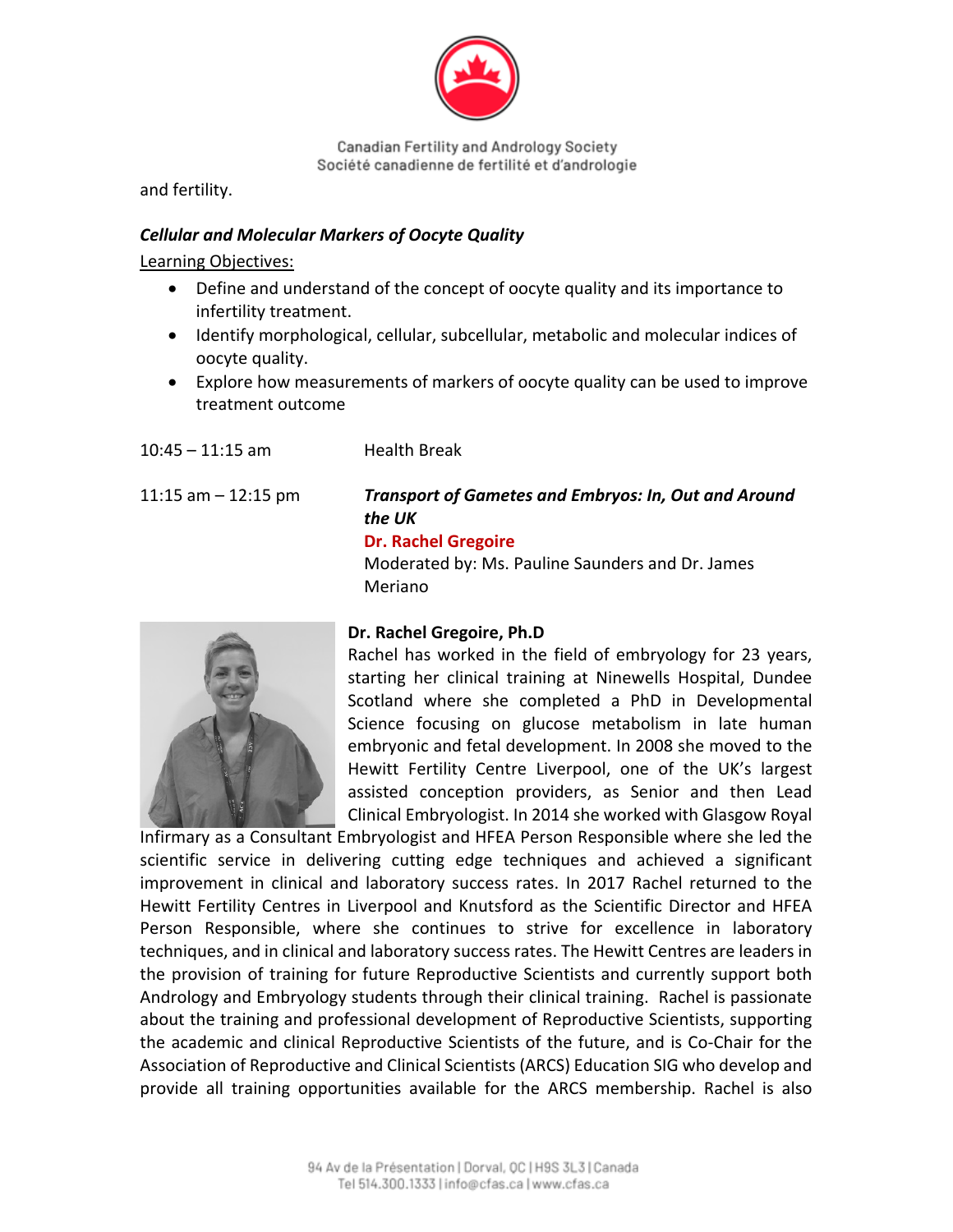and fertility.

***Cellular and Molecular Markers of Oocyte Quality***

Learning Objectives:

- Define and understand of the concept of oocyte quality and its importance to infertility treatment.
- Identify morphological, cellular, subcellular, metabolic and molecular indices of oocyte quality.
- Explore how measurements of markers of oocyte quality can be used to improve treatment outcome

10:45 – 11:15 am Health Break

11:15 am – 12:15 pm ***Transport of Gametes and Embryos: In, Out and Around the UK***
**Dr. Rachel Gregoire**
Moderated by: Ms. Pauline Saunders and Dr. James Meriano

**Dr. Rachel Gregoire, Ph.D**

Rachel has worked in the field of embryology for 23 years, starting her clinical training at Ninewells Hospital, Dundee Scotland where she completed a PhD in Developmental Science focusing on glucose metabolism in late human embryonic and fetal development. In 2008 she moved to the Hewitt Fertility Centre Liverpool, one of the UK's largest assisted conception providers, as Senior and then Lead Clinical Embryologist. In 2014 she worked with Glasgow Royal Infirmary as a Consultant Embryologist and HFEA Person Responsible where she led the scientific service in delivering cutting edge techniques and achieved a significant improvement in clinical and laboratory success rates. In 2017 Rachel returned to the Hewitt Fertility Centres in Liverpool and Knutsford as the Scientific Director and HFEA Person Responsible, where she continues to strive for excellence in laboratory techniques, and in clinical and laboratory success rates. The Hewitt Centres are leaders in the provision of training for future Reproductive Scientists and currently support both Andrology and Embryology students through their clinical training. Rachel is passionate about the training and professional development of Reproductive Scientists, supporting the academic and clinical Reproductive Scientists of the future, and is Co-Chair for the Association of Reproductive and Clinical Scientists (ARCS) Education SIG who develop and provide all training opportunities available for the ARCS membership. Rachel is also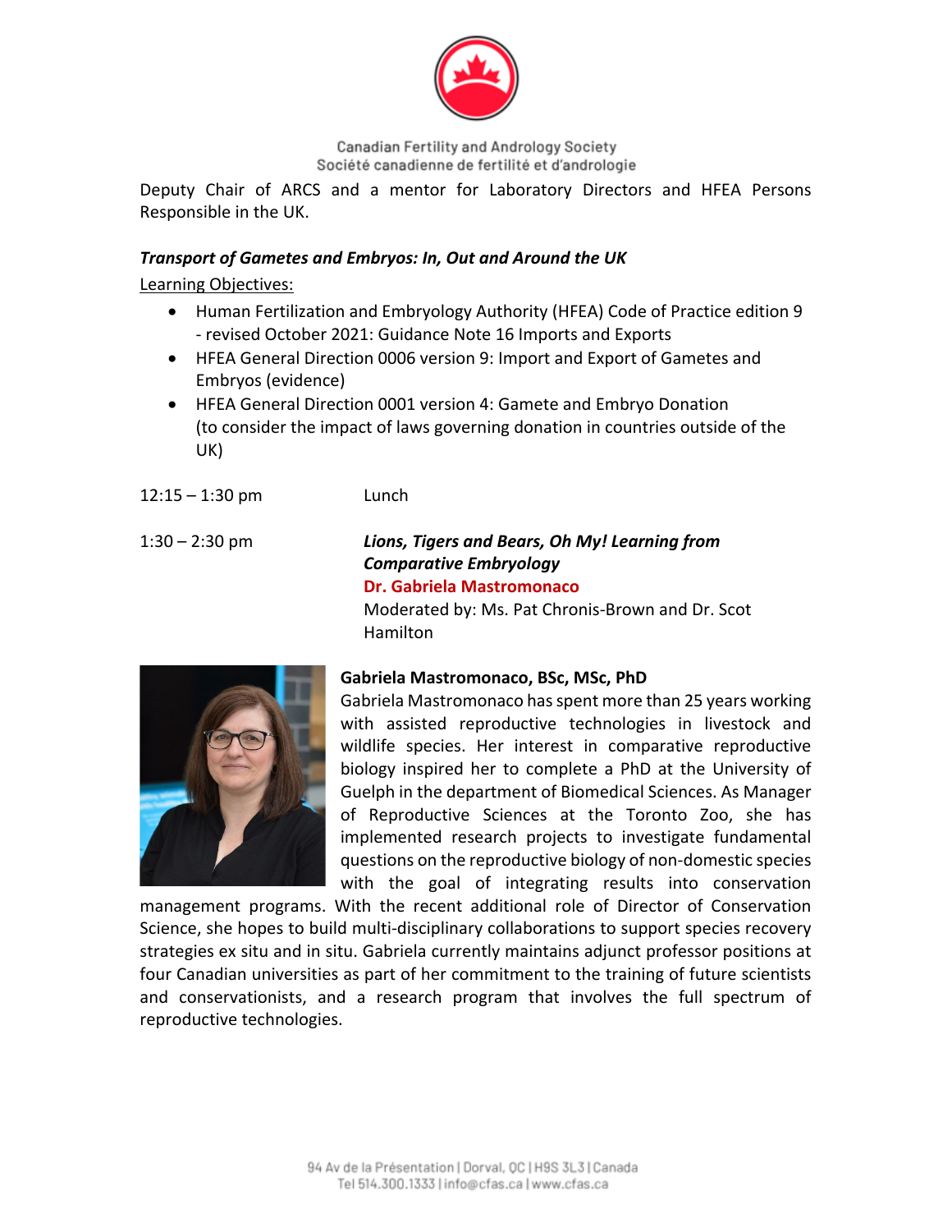Deputy Chair of ARCS and a mentor for Laboratory Directors and HFEA Persons Responsible in the UK.

***Transport of Gametes and Embryos: In, Out and Around the UK***

Learning Objectives:

- Human Fertilization and Embryology Authority (HFEA) Code of Practice edition 9 - revised October 2021: Guidance Note 16 Imports and Exports
- HFEA General Direction 0006 version 9: Import and Export of Gametes and Embryos (evidence)
- HFEA General Direction 0001 version 4: Gamete and Embryo Donation (to consider the impact of laws governing donation in countries outside of the UK)

12:15 – 1:30 pm Lunch

1:30 – 2:30 pm ***Lions, Tigers and Bears, Oh My! Learning from Comparative Embryology***
**Dr. Gabriela Mastromonaco**
Moderated by: Ms. Pat Chronis-Brown and Dr. Scot Hamilton

**Gabriela Mastromonaco, BSc, MSc, PhD**

Gabriela Mastromonaco has spent more than 25 years working with assisted reproductive technologies in livestock and wildlife species. Her interest in comparative reproductive biology inspired her to complete a PhD at the University of Guelph in the department of Biomedical Sciences. As Manager of Reproductive Sciences at the Toronto Zoo, she has implemented research projects to investigate fundamental questions on the reproductive biology of non-domestic species with the goal of integrating results into conservation management programs. With the recent additional role of Director of Conservation Science, she hopes to build multi-disciplinary collaborations to support species recovery strategies ex situ and in situ. Gabriela currently maintains adjunct professor positions at four Canadian universities as part of her commitment to the training of future scientists and conservationists, and a research program that involves the full spectrum of reproductive technologies.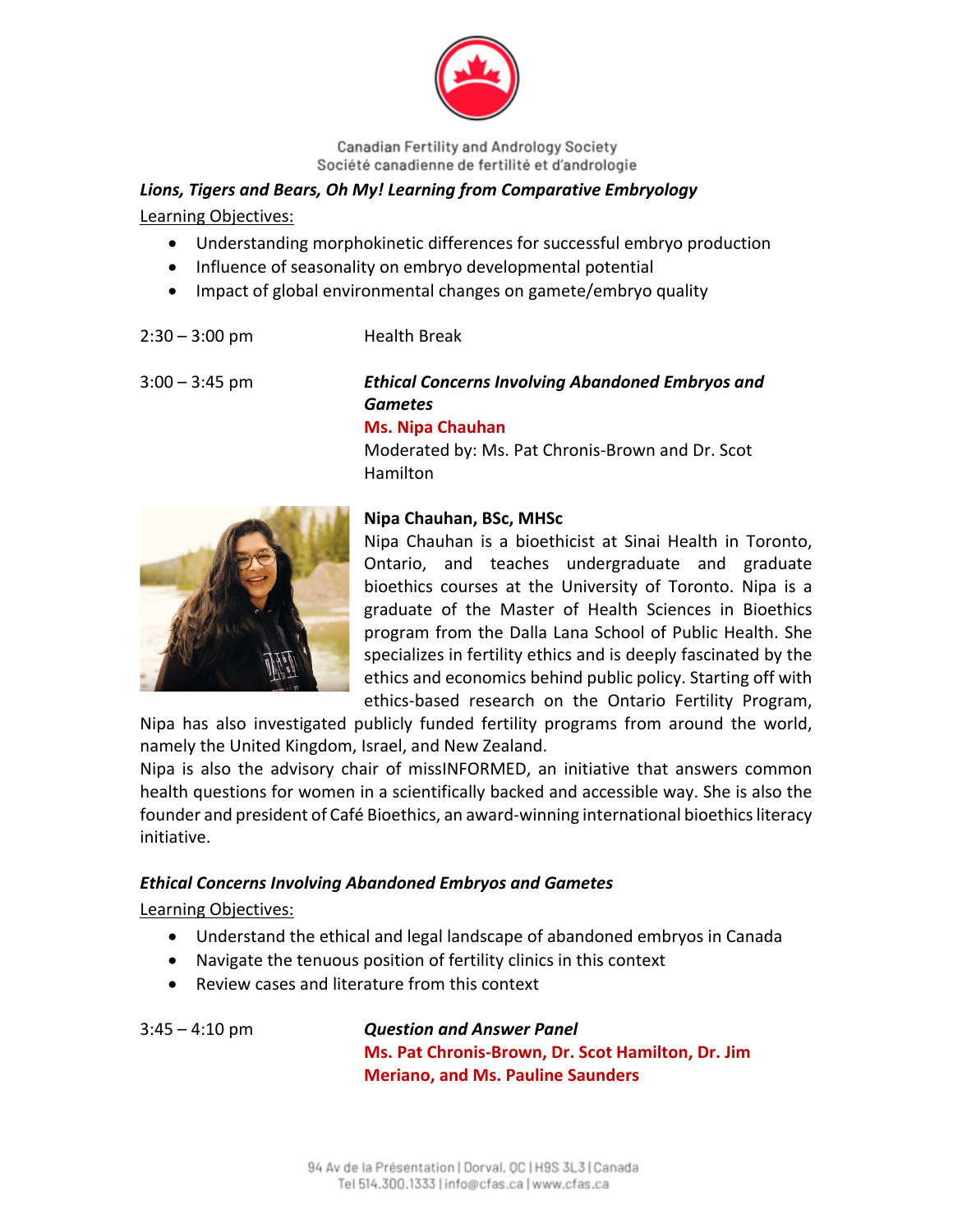Canadian Fertility and Andrology Society
Société canadienne de fertilité et d'andrologie

***Lions, Tigers and Bears, Oh My! Learning from Comparative Embryology***

Learning Objectives:

- Understanding morphokinetic differences for successful embryo production
- Influence of seasonality on embryo developmental potential
- Impact of global environmental changes on gamete/embryo quality

2:30 – 3:00 pm Health Break

3:00 – 3:45 pm ***Ethical Concerns Involving Abandoned Embryos and Gametes***
**Ms. Nipa Chauhan**
Moderated by: Ms. Pat Chronis-Brown and Dr. Scot Hamilton

**Nipa Chauhan, BSc, MHSc**

Nipa Chauhan is a bioethicist at Sinai Health in Toronto, Ontario, and teaches undergraduate and graduate bioethics courses at the University of Toronto. Nipa is a graduate of the Master of Health Sciences in Bioethics program from the Dalla Lana School of Public Health. She specializes in fertility ethics and is deeply fascinated by the ethics and economics behind public policy. Starting off with ethics-based research on the Ontario Fertility Program, Nipa has also investigated publicly funded fertility programs from around the world, namely the United Kingdom, Israel, and New Zealand.

Nipa is also the advisory chair of missINFORMED, an initiative that answers common health questions for women in a scientifically backed and accessible way. She is also the founder and president of Café Bioethics, an award-winning international bioethics literacy initiative.

***Ethical Concerns Involving Abandoned Embryos and Gametes***

Learning Objectives:

- Understand the ethical and legal landscape of abandoned embryos in Canada
- Navigate the tenuous position of fertility clinics in this context
- Review cases and literature from this context

3:45 – 4:10 pm ***Question and Answer Panel***
**Ms. Pat Chronis-Brown, Dr. Scot Hamilton, Dr. Jim Meriano, and Ms. Pauline Saunders**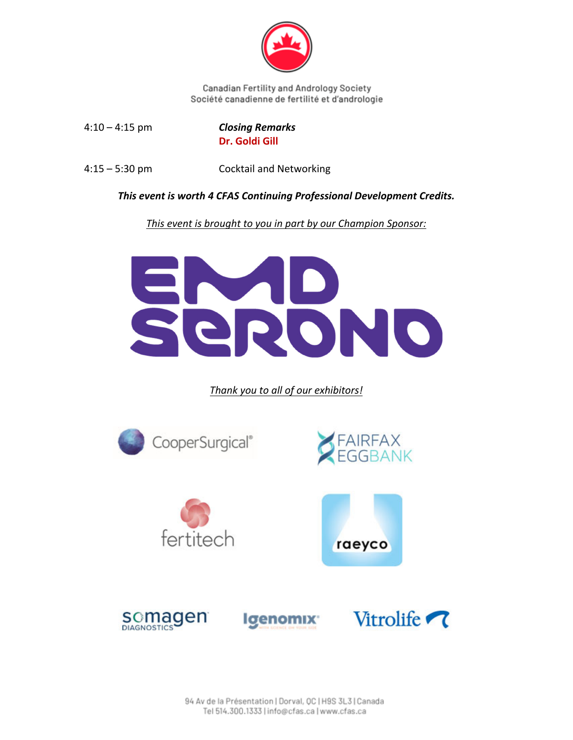Canadian Fertility and Andrology Society
Société canadienne de fertilité et d'andrologie

| | |
|---|---|
| 4:10 – 4:15 pm | ***Closing Remarks*** **Dr. Goldi Gill** |
| 4:15 – 5:30 pm | Cocktail and Networking |

***This event is worth 4 CFAS Continuing Professional Development Credits.***

*This event is brought to you in part by our Champion Sponsor:*

EMD SERONO

*Thank you to all of our exhibitors!*

CooperSurgical

FAIRFAX EGGBANK

fertitech

raeyco

somagen DIAGNOSTICS

Igenomix

Vitrolife

94 Av de la Présentation | Dorval, QC | H9S 3L3 | Canada
Tel 514.300.1333 | info@cfas.ca | www.cfas.ca